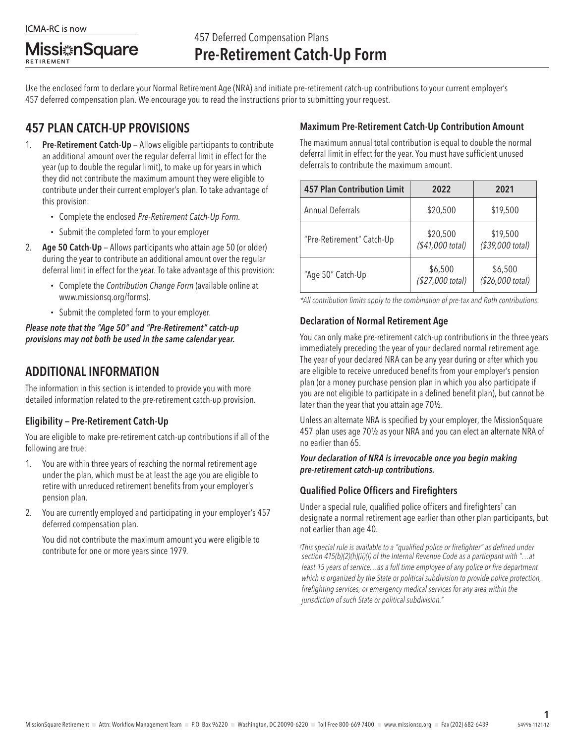ICMA-RC is now

MissionSquare RETIREMENT

457 Deferred Compensation Plans

# Pre-Retirement Catch-Up Form

Use the enclosed form to declare your Normal Retirement Age (NRA) and initiate pre-retirement catch-up contributions to your current employer's 457 deferred compensation plan. We encourage you to read the instructions prior to submitting your request.

## 457 PLAN CATCH-UP PROVISIONS

1. **Pre-Retirement Catch-Up** – Allows eligible participants to contribute an additional amount over the regular deferral limit in effect for the year (up to double the regular limit), to make up for years in which they did not contribute the maximum amount they were eligible to contribute under their current employer's plan. To take advantage of this provision:
   - Complete the enclosed *Pre-Retirement Catch-Up Form.*
   - Submit the completed form to your employer
2. **Age 50 Catch-Up** – Allows participants who attain age 50 (or older) during the year to contribute an additional amount over the regular deferral limit in effect for the year. To take advantage of this provision:
   - Complete the *Contribution Change Form* (available online at www.missionsq.org/forms).
   - Submit the completed form to your employer.

***Please note that the "Age 50" and "Pre-Retirement" catch-up provisions may not both be used in the same calendar year.***

## ADDITIONAL INFORMATION

The information in this section is intended to provide you with more detailed information related to the pre-retirement catch-up provision.

### Eligibility – Pre-Retirement Catch-Up

You are eligible to make pre-retirement catch-up contributions if all of the following are true:

1. You are within three years of reaching the normal retirement age under the plan, which must be at least the age you are eligible to retire with unreduced retirement benefits from your employer's pension plan.
2. You are currently employed and participating in your employer's 457 deferred compensation plan.

   You did not contribute the maximum amount you were eligible to contribute for one or more years since 1979.

### Maximum Pre-Retirement Catch-Up Contribution Amount

The maximum annual total contribution is equal to double the normal deferral limit in effect for the year. You must have sufficient unused deferrals to contribute the maximum amount.

| 457 Plan Contribution Limit | 2022 | 2021 |
|---|---|---|
| Annual Deferrals | $20,500 | $19,500 |
| "Pre-Retirement" Catch-Up | $20,500 *($41,000 total)* | $19,500 *($39,000 total)* |
| "Age 50" Catch-Up | $6,500 *($27,000 total)* | $6,500 *($26,000 total)* |

*\*All contribution limits apply to the combination of pre-tax and Roth contributions.*

### Declaration of Normal Retirement Age

You can only make pre-retirement catch-up contributions in the three years immediately preceding the year of your declared normal retirement age. The year of your declared NRA can be any year during or after which you are eligible to receive unreduced benefits from your employer's pension plan (or a money purchase pension plan in which you also participate if you are not eligible to participate in a defined benefit plan), but cannot be later than the year that you attain age 70½.

Unless an alternate NRA is specified by your employer, the MissionSquare 457 plan uses age 70½ as your NRA and you can elect an alternate NRA of no earlier than 65.

***Your declaration of NRA is irrevocable once you begin making pre-retirement catch-up contributions.***

### Qualified Police Officers and Firefighters

Under a special rule, qualified police officers and firefighters† can designate a normal retirement age earlier than other plan participants, but not earlier than age 40.

*†This special rule is available to a "qualified police or firefighter" as defined under section 415(b)(2)(h)(ii)(I) of the Internal Revenue Code as a participant with "…at least 15 years of service…as a full time employee of any police or fire department which is organized by the State or political subdivision to provide police protection, firefighting services, or emergency medical services for any area within the jurisdiction of such State or political subdivision."*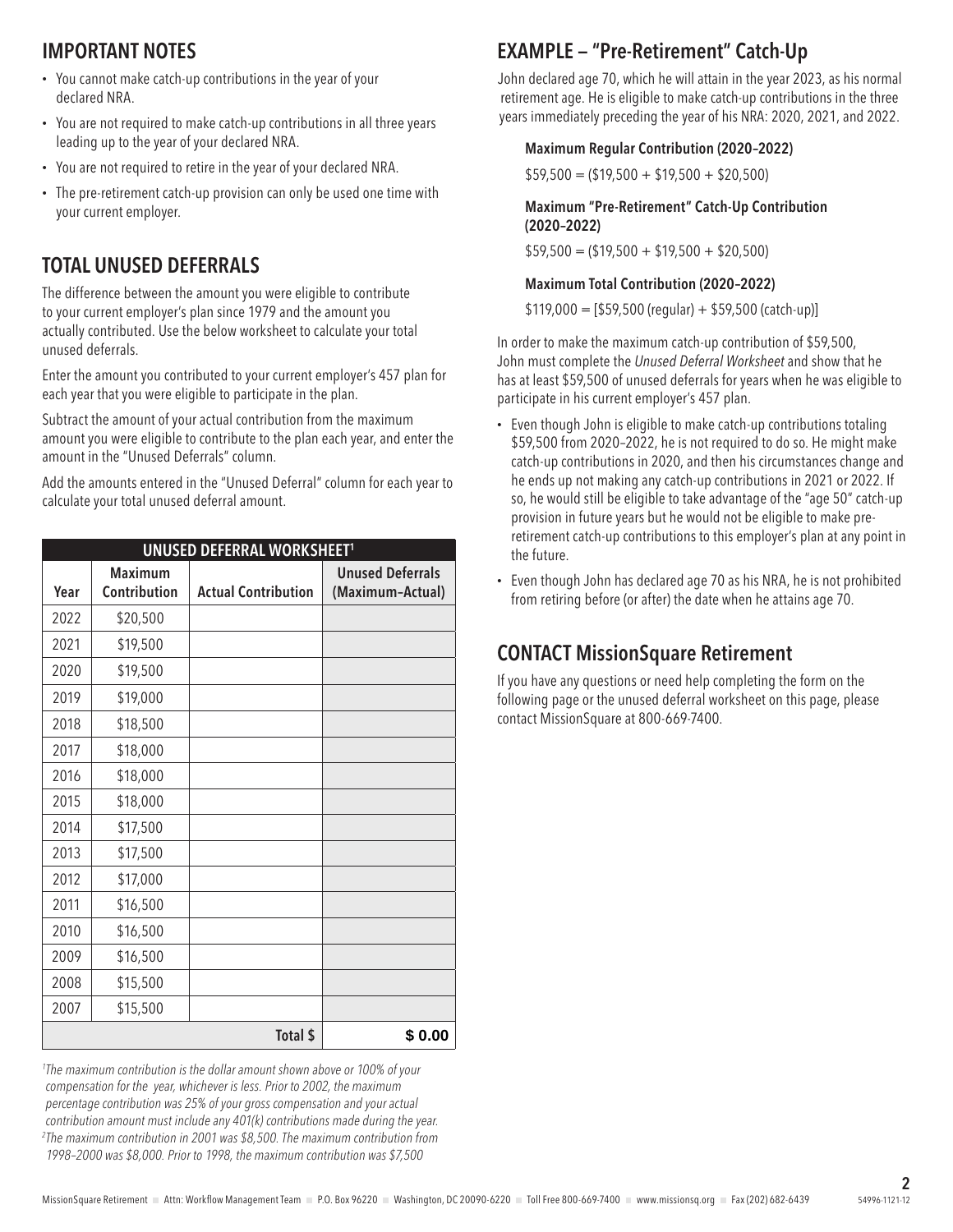## IMPORTANT NOTES

- You cannot make catch-up contributions in the year of your declared NRA.
- You are not required to make catch-up contributions in all three years leading up to the year of your declared NRA.
- You are not required to retire in the year of your declared NRA.
- The pre-retirement catch-up provision can only be used one time with your current employer.

## TOTAL UNUSED DEFERRALS

The difference between the amount you were eligible to contribute to your current employer's plan since 1979 and the amount you actually contributed. Use the below worksheet to calculate your total unused deferrals.

Enter the amount you contributed to your current employer's 457 plan for each year that you were eligible to participate in the plan.

Subtract the amount of your actual contribution from the maximum amount you were eligible to contribute to the plan each year, and enter the amount in the "Unused Deferrals" column.

Add the amounts entered in the "Unused Deferral" column for each year to calculate your total unused deferral amount.

**UNUSED DEFERRAL WORKSHEET[1]**

| Year | Maximum Contribution | Actual Contribution | Unused Deferrals (Maximum–Actual) |
|---|---|---|---|
| 2022 | $20,500 | | |
| 2021 | $19,500 | | |
| 2020 | $19,500 | | |
| 2019 | $19,000 | | |
| 2018 | $18,500 | | |
| 2017 | $18,000 | | |
| 2016 | $18,000 | | |
| 2015 | $18,000 | | |
| 2014 | $17,500 | | |
| 2013 | $17,500 | | |
| 2012 | $17,000 | | |
| 2011 | $16,500 | | |
| 2010 | $16,500 | | |
| 2009 | $16,500 | | |
| 2008 | $15,500 | | |
| 2007 | $15,500 | | |
| | | Total $ | $ 0.00 |

*[1]The maximum contribution is the dollar amount shown above or 100% of your compensation for the year, whichever is less. Prior to 2002, the maximum percentage contribution was 25% of your gross compensation and your actual contribution amount must include any 401(k) contributions made during the year.*
*[2]The maximum contribution in 2001 was $8,500. The maximum contribution from 1998–2000 was $8,000. Prior to 1998, the maximum contribution was $7,500*

## EXAMPLE — "Pre-Retirement" Catch-Up

John declared age 70, which he will attain in the year 2023, as his normal retirement age. He is eligible to make catch-up contributions in the three years immediately preceding the year of his NRA: 2020, 2021, and 2022.

**Maximum Regular Contribution (2020–2022)**

$59,500 = ($19,500 + $19,500 + $20,500)

**Maximum "Pre-Retirement" Catch-Up Contribution (2020–2022)**

$59,500 = ($19,500 + $19,500 + $20,500)

**Maximum Total Contribution (2020–2022)**

$119,000 = [$59,500 (regular) + $59,500 (catch-up)]

In order to make the maximum catch-up contribution of $59,500, John must complete the *Unused Deferral Worksheet* and show that he has at least $59,500 of unused deferrals for years when he was eligible to participate in his current employer's 457 plan.

- Even though John is eligible to make catch-up contributions totaling $59,500 from 2020–2022, he is not required to do so. He might make catch-up contributions in 2020, and then his circumstances change and he ends up not making any catch-up contributions in 2021 or 2022. If so, he would still be eligible to take advantage of the "age 50" catch-up provision in future years but he would not be eligible to make pre-retirement catch-up contributions to this employer's plan at any point in the future.
- Even though John has declared age 70 as his NRA, he is not prohibited from retiring before (or after) the date when he attains age 70.

## CONTACT MissionSquare Retirement

If you have any questions or need help completing the form on the following page or the unused deferral worksheet on this page, please contact MissionSquare at 800-669-7400.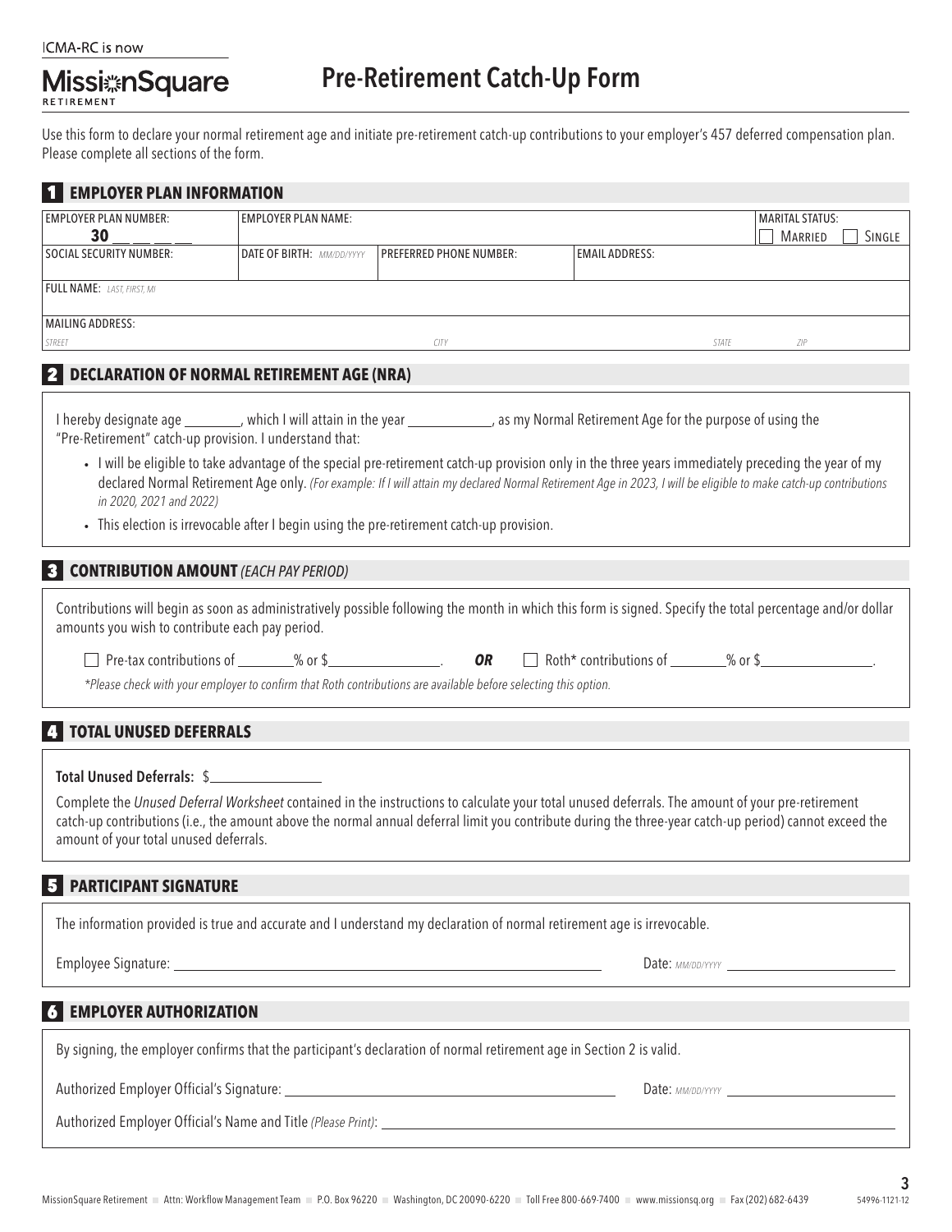ICMA-RC is now

MissionSquare RETIREMENT

# Pre-Retirement Catch-Up Form

Use this form to declare your normal retirement age and initiate pre-retirement catch-up contributions to your employer's 457 deferred compensation plan. Please complete all sections of the form.

## 1 EMPLOYER PLAN INFORMATION

| | | | | |
|---|---|---|---|---|
| EMPLOYER PLAN NUMBER: 30 __ __ __ __ | EMPLOYER PLAN NAME: | | | MARITAL STATUS: ☐ Married ☐ Single |
| SOCIAL SECURITY NUMBER: | DATE OF BIRTH: *MM/DD/YYYY* | PREFERRED PHONE NUMBER: | EMAIL ADDRESS: | |
| FULL NAME: *LAST, FIRST, MI* | | | | |
| MAILING ADDRESS: *STREET* | | *CITY* | *STATE* | *ZIP* |

## 2 DECLARATION OF NORMAL RETIREMENT AGE (NRA)

I hereby designate age ________, which I will attain in the year ____________, as my Normal Retirement Age for the purpose of using the "Pre-Retirement" catch-up provision. I understand that:

- I will be eligible to take advantage of the special pre-retirement catch-up provision only in the three years immediately preceding the year of my declared Normal Retirement Age only. *(For example: If I will attain my declared Normal Retirement Age in 2023, I will be eligible to make catch-up contributions in 2020, 2021 and 2022)*
- This election is irrevocable after I begin using the pre-retirement catch-up provision.

## 3 CONTRIBUTION AMOUNT *(EACH PAY PERIOD)*

Contributions will begin as soon as administratively possible following the month in which this form is signed. Specify the total percentage and/or dollar amounts you wish to contribute each pay period.

☐ Pre-tax contributions of ________% or $________________. ***OR*** ☐ Roth* contributions of ________% or $________________.

*\*Please check with your employer to confirm that Roth contributions are available before selecting this option.*

## 4 TOTAL UNUSED DEFERRALS

**Total Unused Deferrals:** $________________

Complete the *Unused Deferral Worksheet* contained in the instructions to calculate your total unused deferrals. The amount of your pre-retirement catch-up contributions (i.e., the amount above the normal annual deferral limit you contribute during the three-year catch-up period) cannot exceed the amount of your total unused deferrals.

## 5 PARTICIPANT SIGNATURE

The information provided is true and accurate and I understand my declaration of normal retirement age is irrevocable.

Employee Signature: ________________________________________ Date: *MM/DD/YYYY* ________________

## 6 EMPLOYER AUTHORIZATION

By signing, the employer confirms that the participant's declaration of normal retirement age in Section 2 is valid.

Authorized Employer Official's Signature: ________________________________ Date: *MM/DD/YYYY* ________________

Authorized Employer Official's Name and Title *(Please Print)*: ________________________________________

MissionSquare Retirement ■ Attn: Workflow Management Team ■ P.O. Box 96220 ■ Washington, DC 20090-6220 ■ Toll Free 800-669-7400 ■ www.missionsq.org ■ Fax (202) 682-6439 54996-1121-12